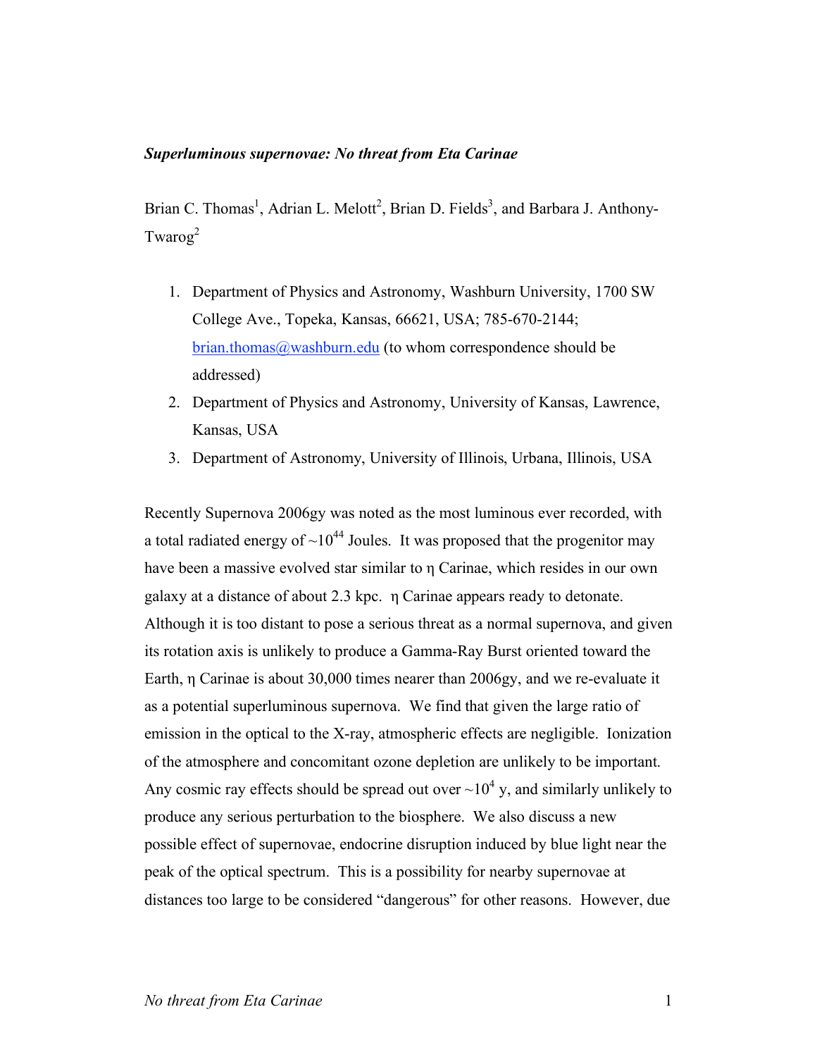*Superluminous supernovae: No threat from Eta Carinae*

Brian C. Thomas[1], Adrian L. Melott[2], Brian D. Fields[3], and Barbara J. Anthony-Twarog[2]

1. Department of Physics and Astronomy, Washburn University, 1700 SW College Ave., Topeka, Kansas, 66621, USA; 785-670-2144; brian.thomas@washburn.edu (to whom correspondence should be addressed)
2. Department of Physics and Astronomy, University of Kansas, Lawrence, Kansas, USA
3. Department of Astronomy, University of Illinois, Urbana, Illinois, USA

Recently Supernova 2006gy was noted as the most luminous ever recorded, with a total radiated energy of ~$10^{44}$ Joules. It was proposed that the progenitor may have been a massive evolved star similar to η Carinae, which resides in our own galaxy at a distance of about 2.3 kpc. η Carinae appears ready to detonate. Although it is too distant to pose a serious threat as a normal supernova, and given its rotation axis is unlikely to produce a Gamma-Ray Burst oriented toward the Earth, η Carinae is about 30,000 times nearer than 2006gy, and we re-evaluate it as a potential superluminous supernova. We find that given the large ratio of emission in the optical to the X-ray, atmospheric effects are negligible. Ionization of the atmosphere and concomitant ozone depletion are unlikely to be important. Any cosmic ray effects should be spread out over ~$10^4$ y, and similarly unlikely to produce any serious perturbation to the biosphere. We also discuss a new possible effect of supernovae, endocrine disruption induced by blue light near the peak of the optical spectrum. This is a possibility for nearby supernovae at distances too large to be considered "dangerous" for other reasons. However, due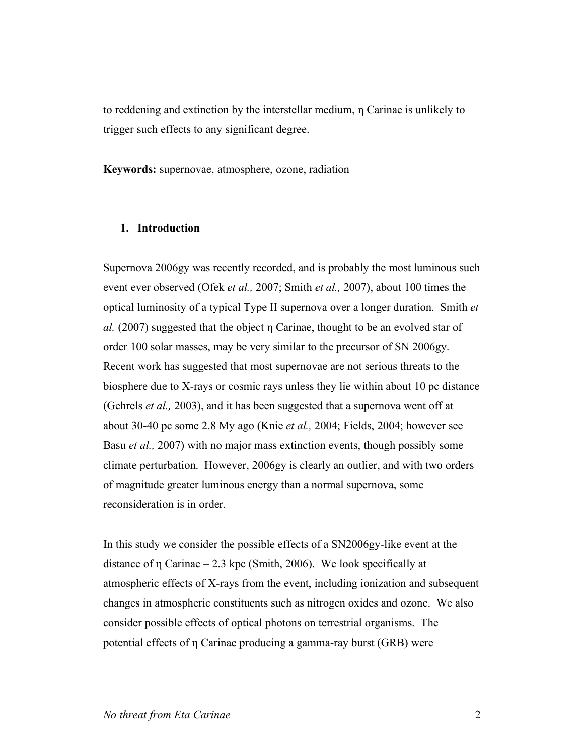to reddening and extinction by the interstellar medium, η Carinae is unlikely to trigger such effects to any significant degree.

**Keywords:** supernovae, atmosphere, ozone, radiation

## 1. Introduction

Supernova 2006gy was recently recorded, and is probably the most luminous such event ever observed (Ofek *et al.,* 2007; Smith *et al.,* 2007), about 100 times the optical luminosity of a typical Type II supernova over a longer duration. Smith *et al.* (2007) suggested that the object η Carinae, thought to be an evolved star of order 100 solar masses, may be very similar to the precursor of SN 2006gy. Recent work has suggested that most supernovae are not serious threats to the biosphere due to X-rays or cosmic rays unless they lie within about 10 pc distance (Gehrels *et al.,* 2003), and it has been suggested that a supernova went off at about 30-40 pc some 2.8 My ago (Knie *et al.,* 2004; Fields, 2004; however see Basu *et al.,* 2007) with no major mass extinction events, though possibly some climate perturbation. However, 2006gy is clearly an outlier, and with two orders of magnitude greater luminous energy than a normal supernova, some reconsideration is in order.

In this study we consider the possible effects of a SN2006gy-like event at the distance of η Carinae – 2.3 kpc (Smith, 2006). We look specifically at atmospheric effects of X-rays from the event, including ionization and subsequent changes in atmospheric constituents such as nitrogen oxides and ozone. We also consider possible effects of optical photons on terrestrial organisms. The potential effects of η Carinae producing a gamma-ray burst (GRB) were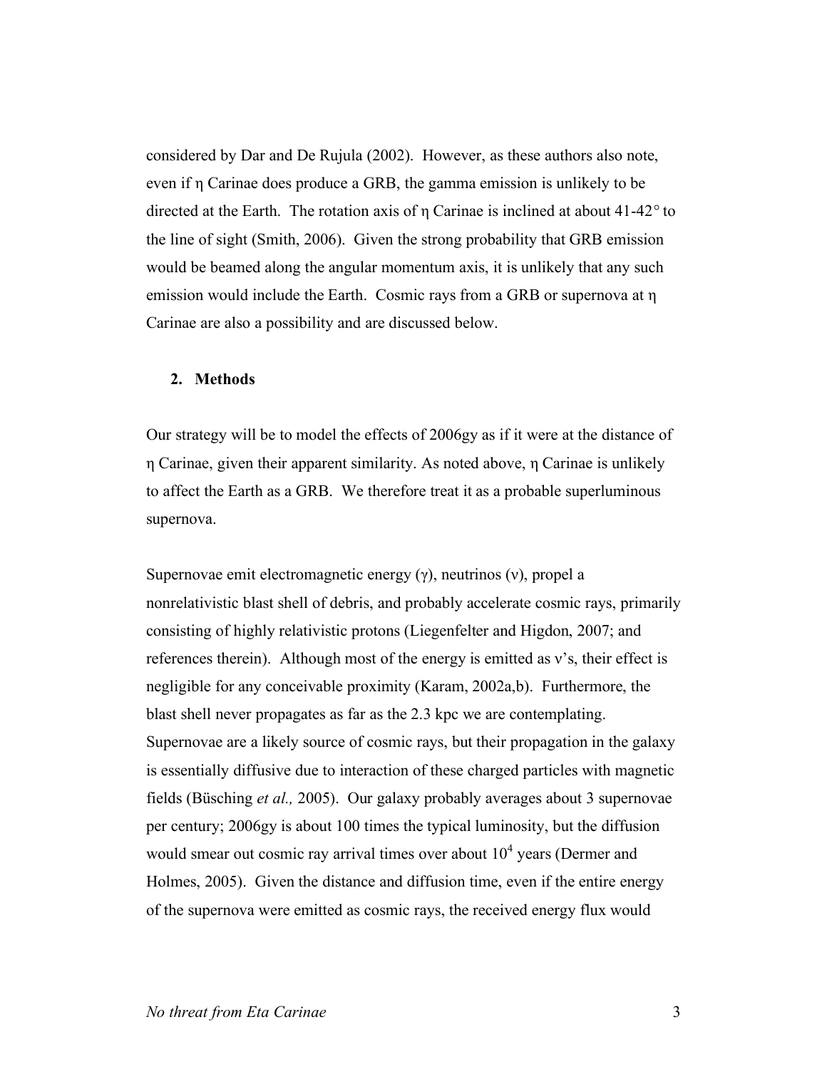considered by Dar and De Rujula (2002). However, as these authors also note, even if η Carinae does produce a GRB, the gamma emission is unlikely to be directed at the Earth. The rotation axis of η Carinae is inclined at about 41-42° to the line of sight (Smith, 2006). Given the strong probability that GRB emission would be beamed along the angular momentum axis, it is unlikely that any such emission would include the Earth. Cosmic rays from a GRB or supernova at η Carinae are also a possibility and are discussed below.

## 2. Methods

Our strategy will be to model the effects of 2006gy as if it were at the distance of η Carinae, given their apparent similarity. As noted above, η Carinae is unlikely to affect the Earth as a GRB. We therefore treat it as a probable superluminous supernova.

Supernovae emit electromagnetic energy (γ), neutrinos (ν), propel a nonrelativistic blast shell of debris, and probably accelerate cosmic rays, primarily consisting of highly relativistic protons (Liegenfelter and Higdon, 2007; and references therein). Although most of the energy is emitted as ν's, their effect is negligible for any conceivable proximity (Karam, 2002a,b). Furthermore, the blast shell never propagates as far as the 2.3 kpc we are contemplating. Supernovae are a likely source of cosmic rays, but their propagation in the galaxy is essentially diffusive due to interaction of these charged particles with magnetic fields (Büsching *et al.,* 2005). Our galaxy probably averages about 3 supernovae per century; 2006gy is about 100 times the typical luminosity, but the diffusion would smear out cosmic ray arrival times over about $10^4$ years (Dermer and Holmes, 2005). Given the distance and diffusion time, even if the entire energy of the supernova were emitted as cosmic rays, the received energy flux would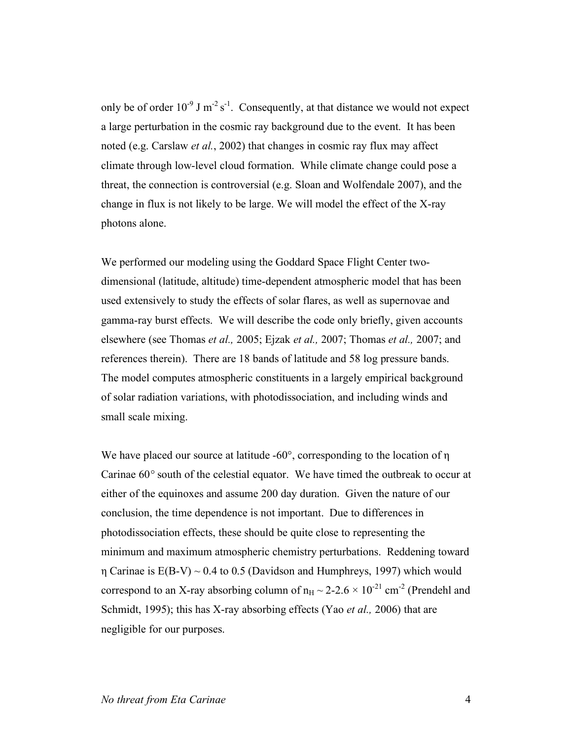only be of order $10^{-9}$ J $m^{-2}$ $s^{-1}$. Consequently, at that distance we would not expect a large perturbation in the cosmic ray background due to the event. It has been noted (e.g. Carslaw *et al.*, 2002) that changes in cosmic ray flux may affect climate through low-level cloud formation. While climate change could pose a threat, the connection is controversial (e.g. Sloan and Wolfendale 2007), and the change in flux is not likely to be large. We will model the effect of the X-ray photons alone.

We performed our modeling using the Goddard Space Flight Center two-dimensional (latitude, altitude) time-dependent atmospheric model that has been used extensively to study the effects of solar flares, as well as supernovae and gamma-ray burst effects. We will describe the code only briefly, given accounts elsewhere (see Thomas *et al.,* 2005; Ejzak *et al.,* 2007; Thomas *et al.,* 2007; and references therein). There are 18 bands of latitude and 58 log pressure bands. The model computes atmospheric constituents in a largely empirical background of solar radiation variations, with photodissociation, and including winds and small scale mixing.

We have placed our source at latitude -60°, corresponding to the location of η Carinae 60° south of the celestial equator. We have timed the outbreak to occur at either of the equinoxes and assume 200 day duration. Given the nature of our conclusion, the time dependence is not important. Due to differences in photodissociation effects, these should be quite close to representing the minimum and maximum atmospheric chemistry perturbations. Reddening toward η Carinae is E(B-V) ~ 0.4 to 0.5 (Davidson and Humphreys, 1997) which would correspond to an X-ray absorbing column of $n_H \sim 2\text{-}2.6 \times 10^{-21}$ $cm^{-2}$ (Prendehl and Schmidt, 1995); this has X-ray absorbing effects (Yao *et al.,* 2006) that are negligible for our purposes.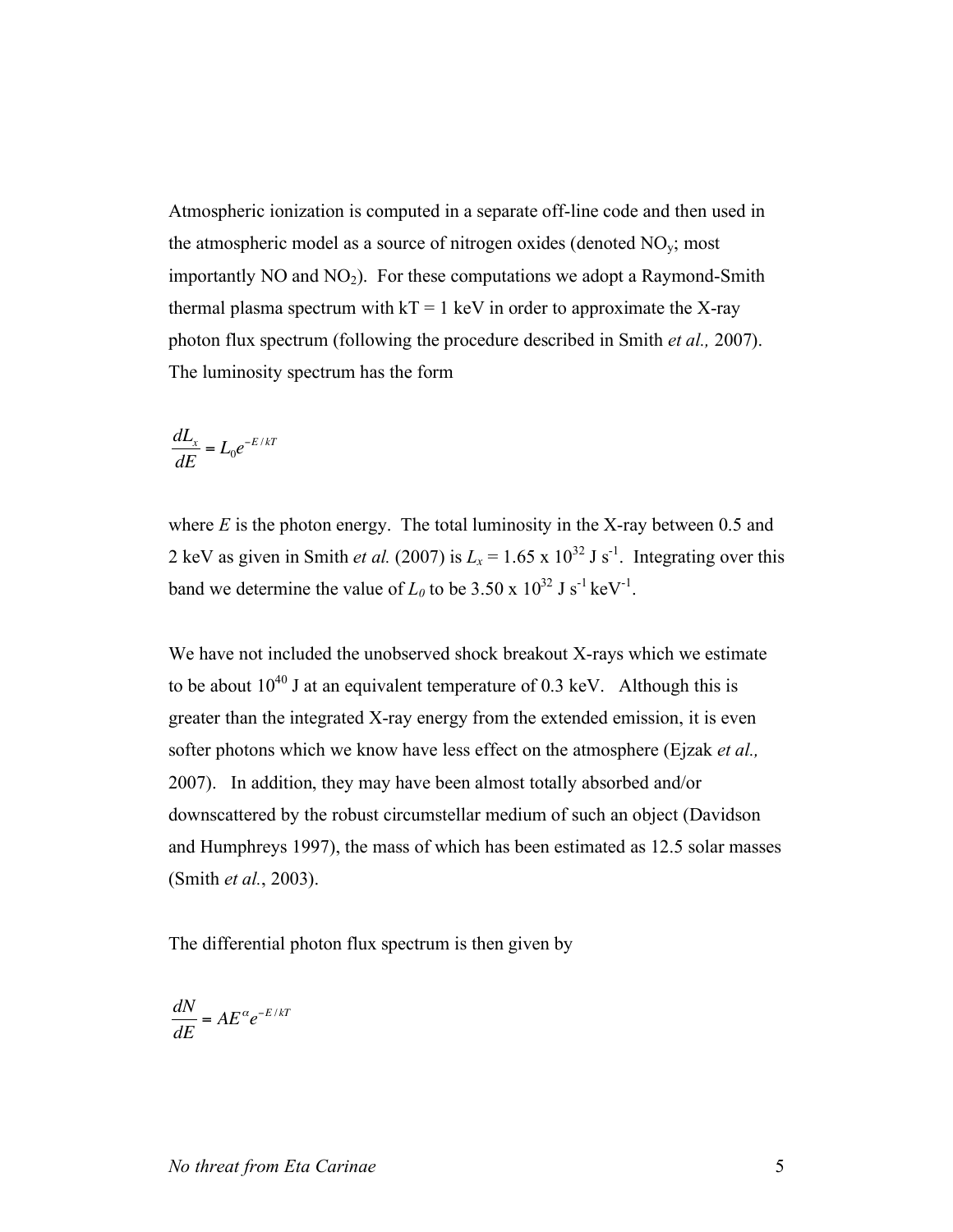Atmospheric ionization is computed in a separate off-line code and then used in the atmospheric model as a source of nitrogen oxides (denoted $NO_y$; most importantly NO and $NO_2$). For these computations we adopt a Raymond-Smith thermal plasma spectrum with kT = 1 keV in order to approximate the X-ray photon flux spectrum (following the procedure described in Smith *et al.,* 2007). The luminosity spectrum has the form

$$\frac{dL_x}{dE} = L_0 e^{-E/kT}$$

where $E$ is the photon energy. The total luminosity in the X-ray between 0.5 and 2 keV as given in Smith *et al.* (2007) is $L_x = 1.65 \times 10^{32}$ J s$^{-1}$. Integrating over this band we determine the value of $L_0$ to be $3.50 \times 10^{32}$ J s$^{-1}$ keV$^{-1}$.

We have not included the unobserved shock breakout X-rays which we estimate to be about $10^{40}$ J at an equivalent temperature of 0.3 keV. Although this is greater than the integrated X-ray energy from the extended emission, it is even softer photons which we know have less effect on the atmosphere (Ejzak *et al.,* 2007). In addition, they may have been almost totally absorbed and/or downscattered by the robust circumstellar medium of such an object (Davidson and Humphreys 1997), the mass of which has been estimated as 12.5 solar masses (Smith *et al.*, 2003).

The differential photon flux spectrum is then given by

$$\frac{dN}{dE} = AE^{\alpha} e^{-E/kT}$$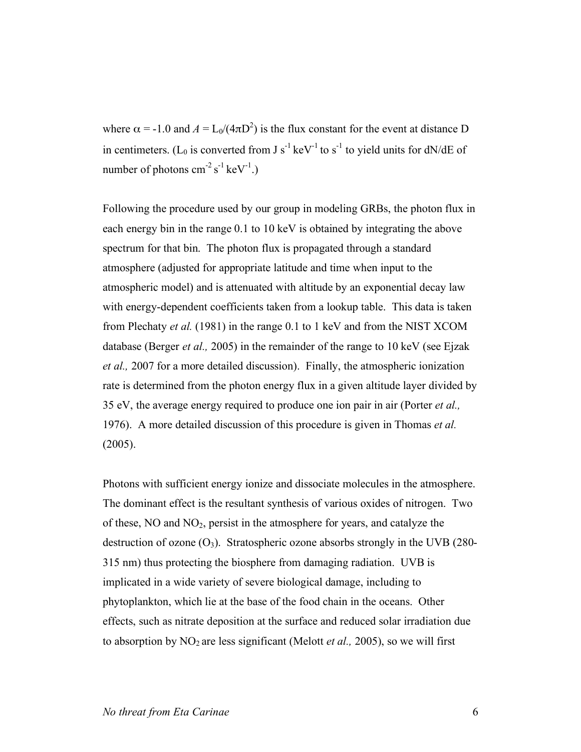where $\alpha = -1.0$ and $A = L_0/(4\pi D^2)$ is the flux constant for the event at distance D in centimeters. ($L_0$ is converted from J $s^{-1}$ $keV^{-1}$ to $s^{-1}$ to yield units for dN/dE of number of photons $cm^{-2}$ $s^{-1}$ $keV^{-1}$.)

Following the procedure used by our group in modeling GRBs, the photon flux in each energy bin in the range 0.1 to 10 keV is obtained by integrating the above spectrum for that bin. The photon flux is propagated through a standard atmosphere (adjusted for appropriate latitude and time when input to the atmospheric model) and is attenuated with altitude by an exponential decay law with energy-dependent coefficients taken from a lookup table. This data is taken from Plechaty *et al.* (1981) in the range 0.1 to 1 keV and from the NIST XCOM database (Berger *et al.,* 2005) in the remainder of the range to 10 keV (see Ejzak *et al.,* 2007 for a more detailed discussion). Finally, the atmospheric ionization rate is determined from the photon energy flux in a given altitude layer divided by 35 eV, the average energy required to produce one ion pair in air (Porter *et al.,* 1976). A more detailed discussion of this procedure is given in Thomas *et al.* (2005).

Photons with sufficient energy ionize and dissociate molecules in the atmosphere. The dominant effect is the resultant synthesis of various oxides of nitrogen. Two of these, NO and $NO_2$, persist in the atmosphere for years, and catalyze the destruction of ozone ($O_3$). Stratospheric ozone absorbs strongly in the UVB (280-315 nm) thus protecting the biosphere from damaging radiation. UVB is implicated in a wide variety of severe biological damage, including to phytoplankton, which lie at the base of the food chain in the oceans. Other effects, such as nitrate deposition at the surface and reduced solar irradiation due to absorption by $NO_2$ are less significant (Melott *et al.,* 2005), so we will first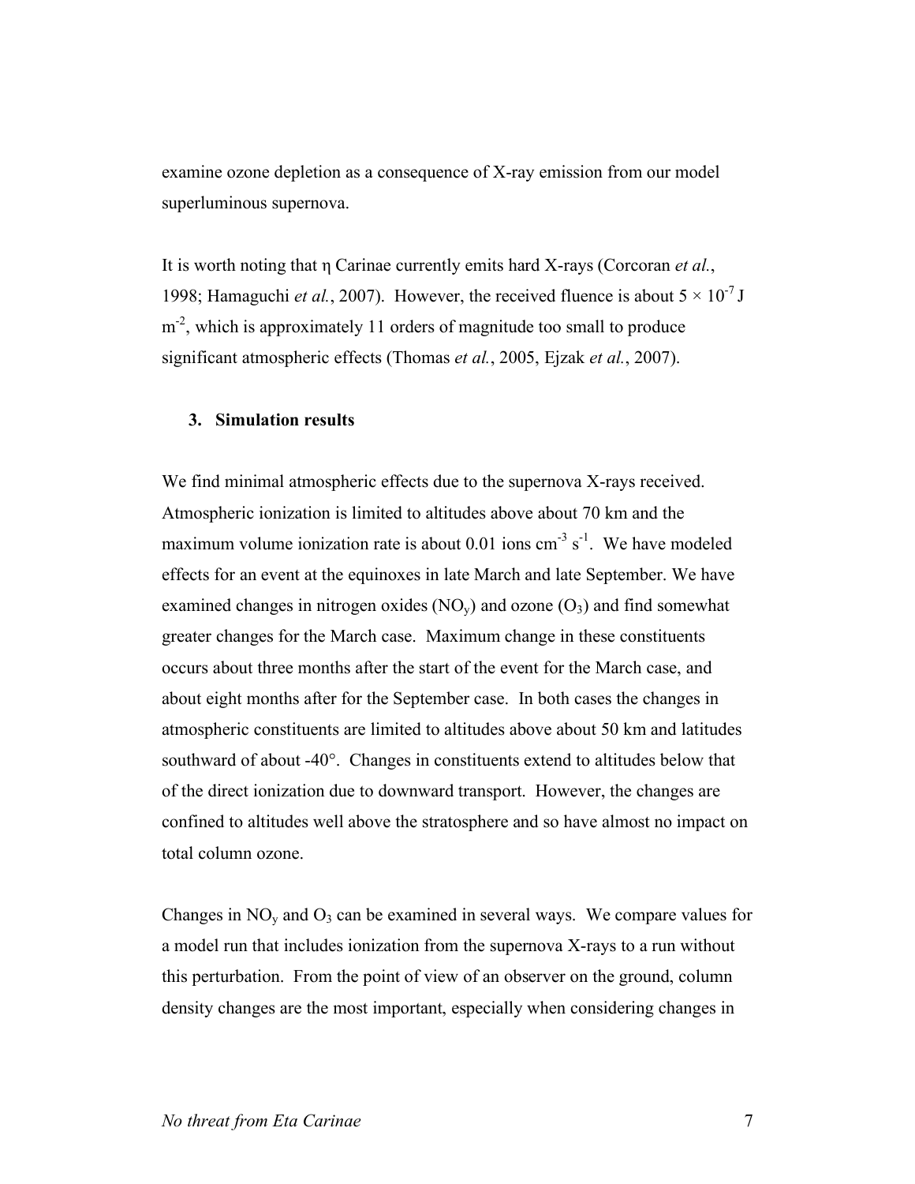examine ozone depletion as a consequence of X-ray emission from our model superluminous supernova.

It is worth noting that η Carinae currently emits hard X-rays (Corcoran *et al.*, 1998; Hamaguchi *et al.*, 2007). However, the received fluence is about $5 \times 10^{-7}$ J $m^{-2}$, which is approximately 11 orders of magnitude too small to produce significant atmospheric effects (Thomas *et al.*, 2005, Ejzak *et al.*, 2007).

## 3. Simulation results

We find minimal atmospheric effects due to the supernova X-rays received. Atmospheric ionization is limited to altitudes above about 70 km and the maximum volume ionization rate is about 0.01 ions $cm^{-3}$ $s^{-1}$. We have modeled effects for an event at the equinoxes in late March and late September. We have examined changes in nitrogen oxides ($NO_y$) and ozone ($O_3$) and find somewhat greater changes for the March case. Maximum change in these constituents occurs about three months after the start of the event for the March case, and about eight months after for the September case. In both cases the changes in atmospheric constituents are limited to altitudes above about 50 km and latitudes southward of about -40°. Changes in constituents extend to altitudes below that of the direct ionization due to downward transport. However, the changes are confined to altitudes well above the stratosphere and so have almost no impact on total column ozone.

Changes in $NO_y$ and $O_3$ can be examined in several ways. We compare values for a model run that includes ionization from the supernova X-rays to a run without this perturbation. From the point of view of an observer on the ground, column density changes are the most important, especially when considering changes in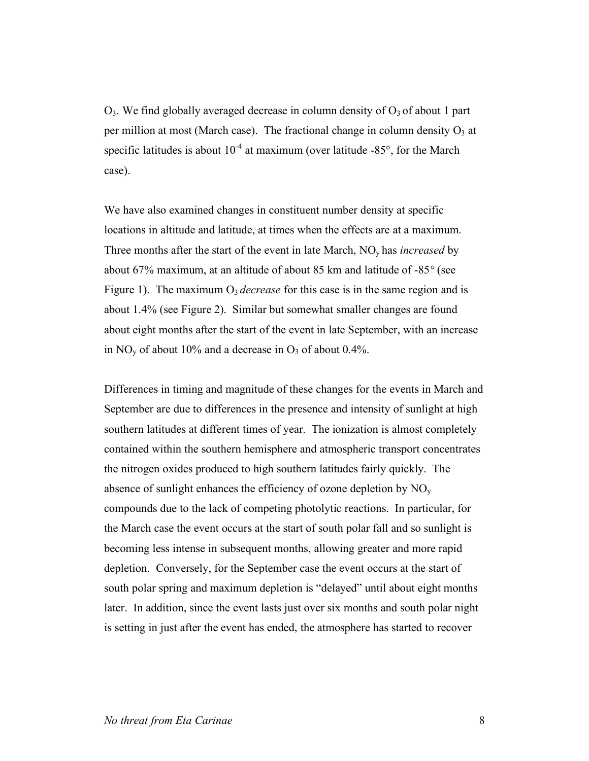$O_3$. We find globally averaged decrease in column density of $O_3$ of about 1 part per million at most (March case). The fractional change in column density $O_3$ at specific latitudes is about $10^{-4}$ at maximum (over latitude -85°, for the March case).

We have also examined changes in constituent number density at specific locations in altitude and latitude, at times when the effects are at a maximum. Three months after the start of the event in late March, $NO_y$ has *increased* by about 67% maximum, at an altitude of about 85 km and latitude of -85° (see Figure 1). The maximum $O_3$ *decrease* for this case is in the same region and is about 1.4% (see Figure 2). Similar but somewhat smaller changes are found about eight months after the start of the event in late September, with an increase in $NO_y$ of about 10% and a decrease in $O_3$ of about 0.4%.

Differences in timing and magnitude of these changes for the events in March and September are due to differences in the presence and intensity of sunlight at high southern latitudes at different times of year. The ionization is almost completely contained within the southern hemisphere and atmospheric transport concentrates the nitrogen oxides produced to high southern latitudes fairly quickly. The absence of sunlight enhances the efficiency of ozone depletion by $NO_y$ compounds due to the lack of competing photolytic reactions. In particular, for the March case the event occurs at the start of south polar fall and so sunlight is becoming less intense in subsequent months, allowing greater and more rapid depletion. Conversely, for the September case the event occurs at the start of south polar spring and maximum depletion is "delayed" until about eight months later. In addition, since the event lasts just over six months and south polar night is setting in just after the event has ended, the atmosphere has started to recover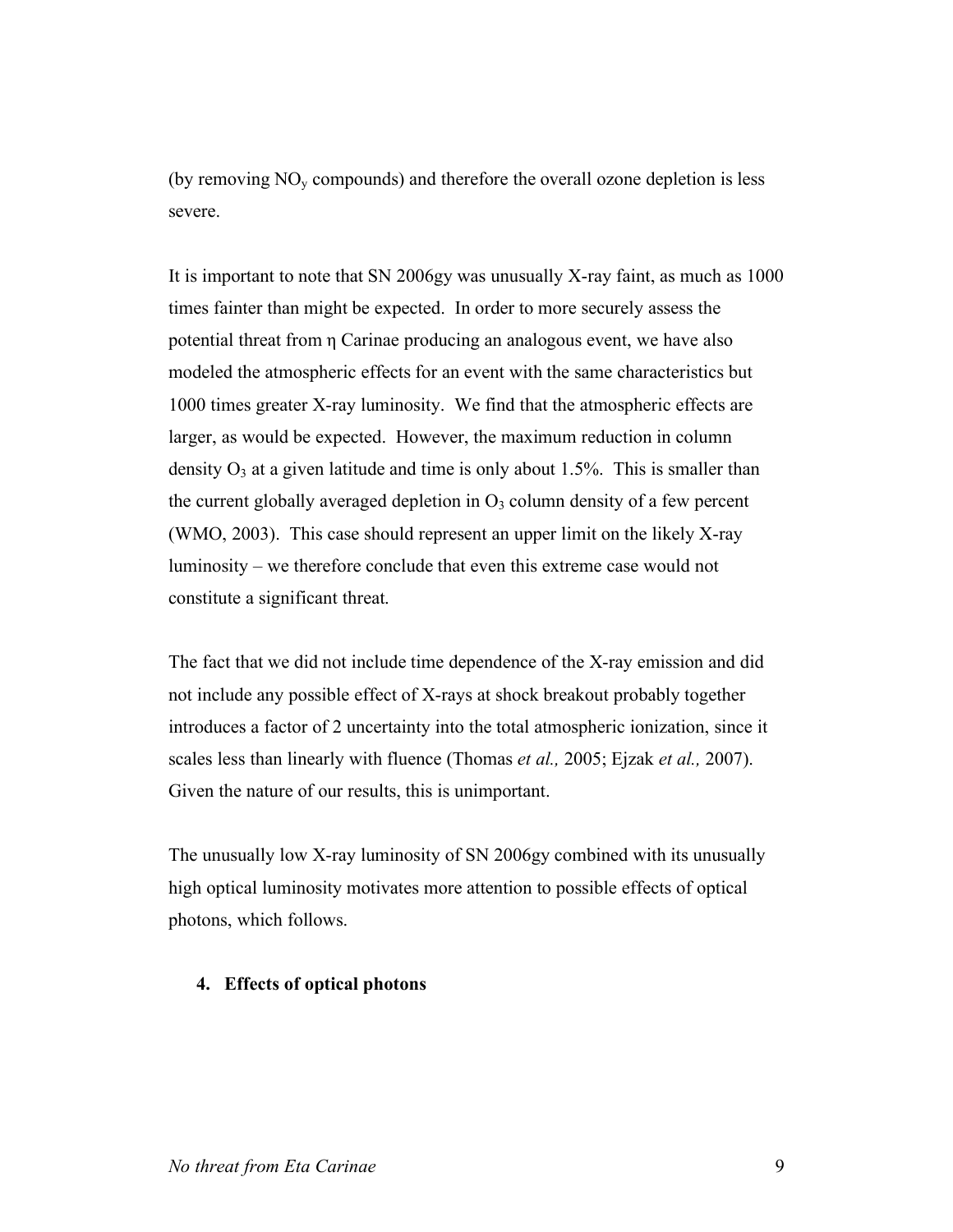(by removing $NO_y$ compounds) and therefore the overall ozone depletion is less severe.

It is important to note that SN 2006gy was unusually X-ray faint, as much as 1000 times fainter than might be expected. In order to more securely assess the potential threat from η Carinae producing an analogous event, we have also modeled the atmospheric effects for an event with the same characteristics but 1000 times greater X-ray luminosity. We find that the atmospheric effects are larger, as would be expected. However, the maximum reduction in column density $O_3$ at a given latitude and time is only about 1.5%. This is smaller than the current globally averaged depletion in $O_3$ column density of a few percent (WMO, 2003). This case should represent an upper limit on the likely X-ray luminosity – we therefore conclude that even this extreme case would not constitute a significant threat.

The fact that we did not include time dependence of the X-ray emission and did not include any possible effect of X-rays at shock breakout probably together introduces a factor of 2 uncertainty into the total atmospheric ionization, since it scales less than linearly with fluence (Thomas *et al.,* 2005; Ejzak *et al.,* 2007). Given the nature of our results, this is unimportant.

The unusually low X-ray luminosity of SN 2006gy combined with its unusually high optical luminosity motivates more attention to possible effects of optical photons, which follows.

## 4. Effects of optical photons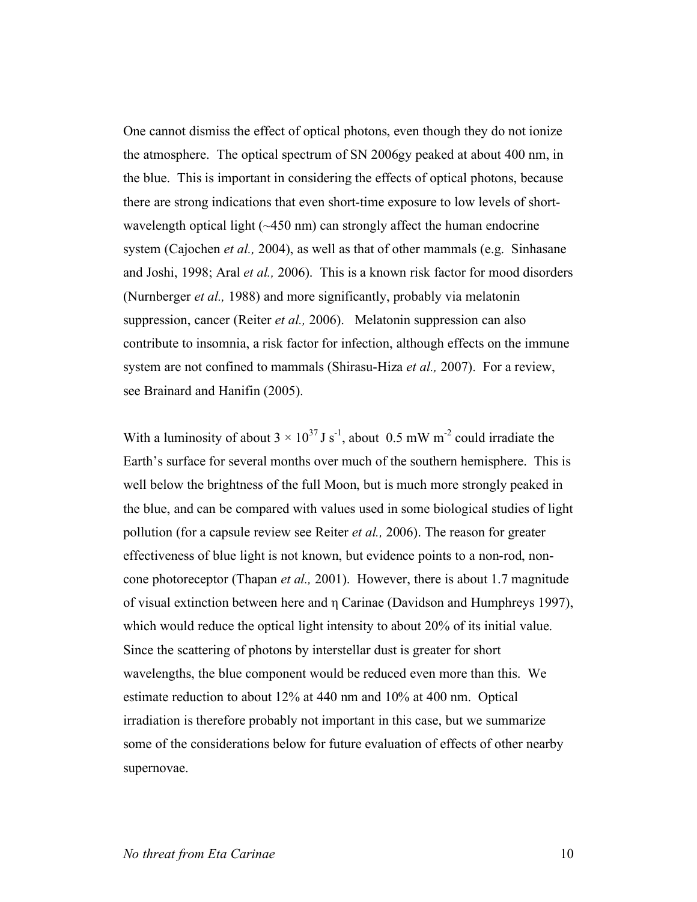One cannot dismiss the effect of optical photons, even though they do not ionize the atmosphere. The optical spectrum of SN 2006gy peaked at about 400 nm, in the blue. This is important in considering the effects of optical photons, because there are strong indications that even short-time exposure to low levels of short-wavelength optical light (~450 nm) can strongly affect the human endocrine system (Cajochen *et al.,* 2004), as well as that of other mammals (e.g. Sinhasane and Joshi, 1998; Aral *et al.,* 2006). This is a known risk factor for mood disorders (Nurnberger *et al.,* 1988) and more significantly, probably via melatonin suppression, cancer (Reiter *et al.,* 2006). Melatonin suppression can also contribute to insomnia, a risk factor for infection, although effects on the immune system are not confined to mammals (Shirasu-Hiza *et al.,* 2007). For a review, see Brainard and Hanifin (2005).

With a luminosity of about $3 \times 10^{37}$ J s$^{-1}$, about 0.5 mW m$^{-2}$ could irradiate the Earth's surface for several months over much of the southern hemisphere. This is well below the brightness of the full Moon, but is much more strongly peaked in the blue, and can be compared with values used in some biological studies of light pollution (for a capsule review see Reiter *et al.,* 2006). The reason for greater effectiveness of blue light is not known, but evidence points to a non-rod, non-cone photoreceptor (Thapan *et al.,* 2001). However, there is about 1.7 magnitude of visual extinction between here and $\eta$ Carinae (Davidson and Humphreys 1997), which would reduce the optical light intensity to about 20% of its initial value. Since the scattering of photons by interstellar dust is greater for short wavelengths, the blue component would be reduced even more than this. We estimate reduction to about 12% at 440 nm and 10% at 400 nm. Optical irradiation is therefore probably not important in this case, but we summarize some of the considerations below for future evaluation of effects of other nearby supernovae.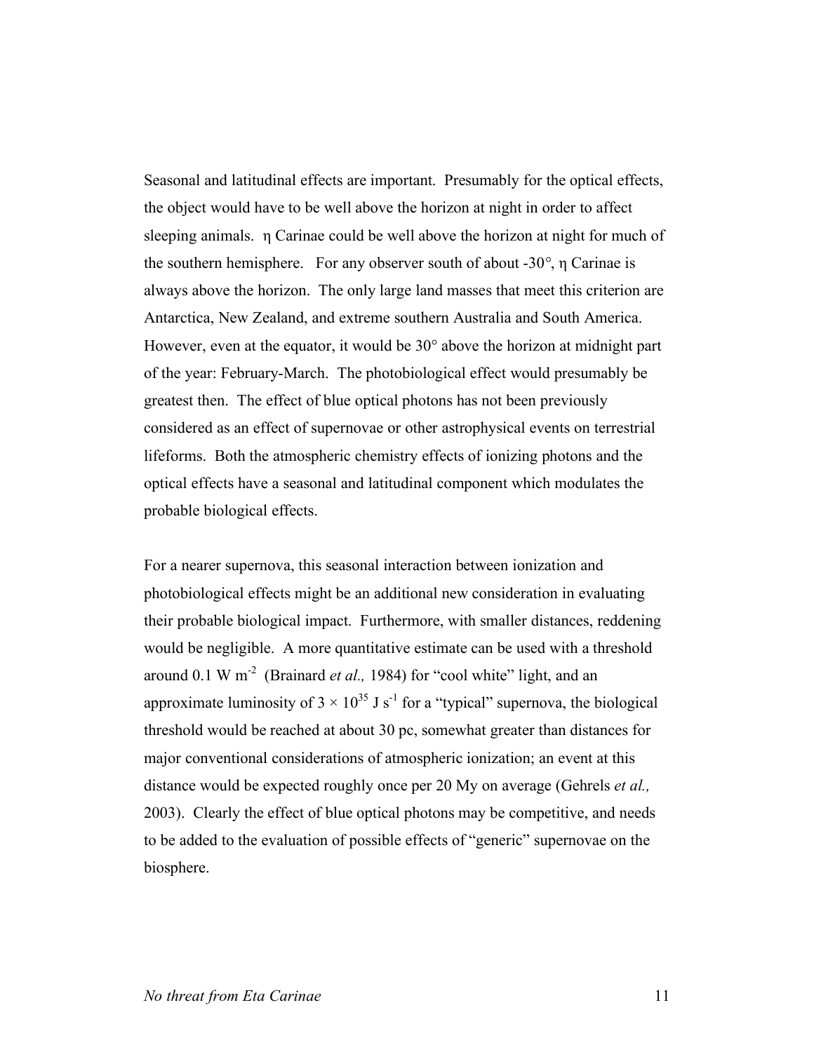Seasonal and latitudinal effects are important. Presumably for the optical effects, the object would have to be well above the horizon at night in order to affect sleeping animals. η Carinae could be well above the horizon at night for much of the southern hemisphere. For any observer south of about -30°, η Carinae is always above the horizon. The only large land masses that meet this criterion are Antarctica, New Zealand, and extreme southern Australia and South America. However, even at the equator, it would be 30° above the horizon at midnight part of the year: February-March. The photobiological effect would presumably be greatest then. The effect of blue optical photons has not been previously considered as an effect of supernovae or other astrophysical events on terrestrial lifeforms. Both the atmospheric chemistry effects of ionizing photons and the optical effects have a seasonal and latitudinal component which modulates the probable biological effects.

For a nearer supernova, this seasonal interaction between ionization and photobiological effects might be an additional new consideration in evaluating their probable biological impact. Furthermore, with smaller distances, reddening would be negligible. A more quantitative estimate can be used with a threshold around 0.1 W $m^{-2}$ (Brainard *et al.,* 1984) for "cool white" light, and an approximate luminosity of $3 \times 10^{35}$ J $s^{-1}$ for a "typical" supernova, the biological threshold would be reached at about 30 pc, somewhat greater than distances for major conventional considerations of atmospheric ionization; an event at this distance would be expected roughly once per 20 My on average (Gehrels *et al.,* 2003). Clearly the effect of blue optical photons may be competitive, and needs to be added to the evaluation of possible effects of "generic" supernovae on the biosphere.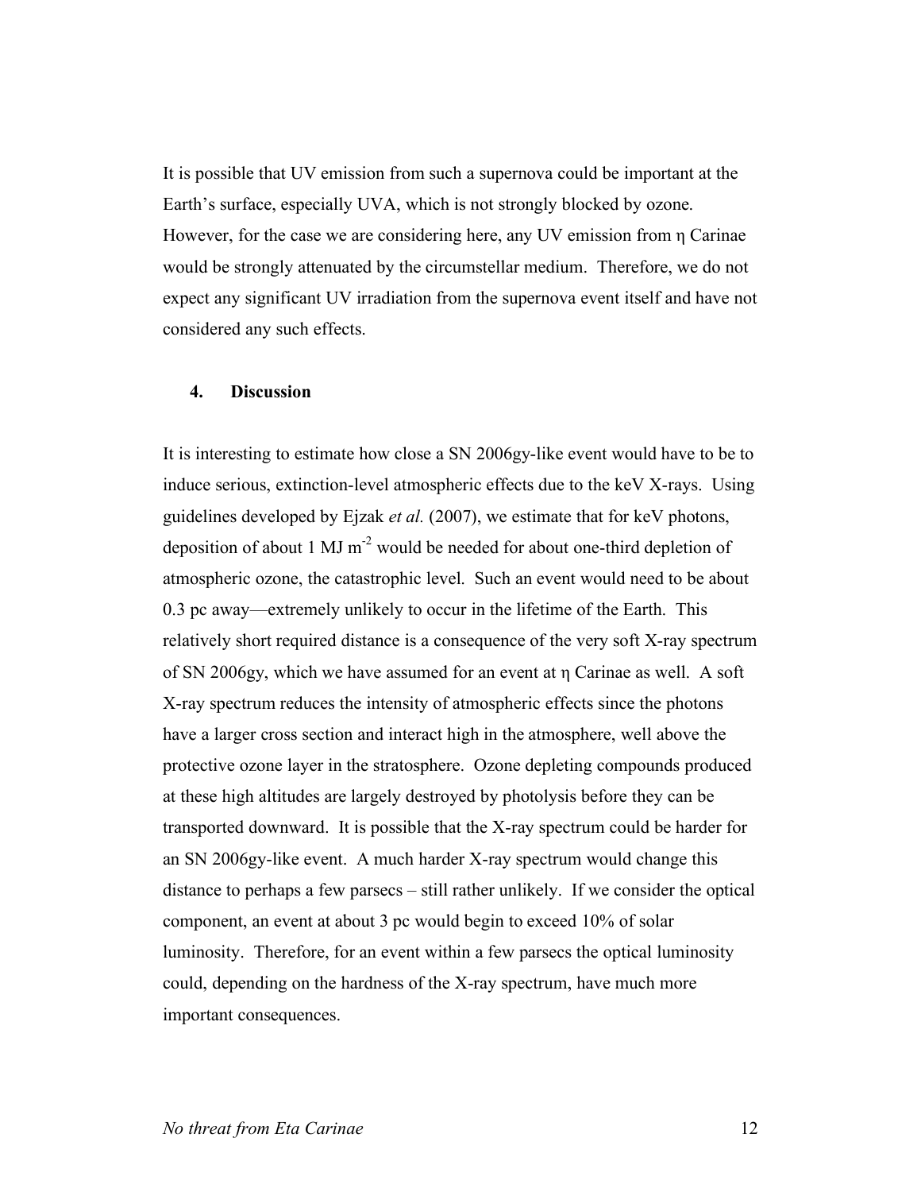It is possible that UV emission from such a supernova could be important at the Earth's surface, especially UVA, which is not strongly blocked by ozone. However, for the case we are considering here, any UV emission from η Carinae would be strongly attenuated by the circumstellar medium. Therefore, we do not expect any significant UV irradiation from the supernova event itself and have not considered any such effects.

## 4. Discussion

It is interesting to estimate how close a SN 2006gy-like event would have to be to induce serious, extinction-level atmospheric effects due to the keV X-rays. Using guidelines developed by Ejzak *et al.* (2007), we estimate that for keV photons, deposition of about 1 MJ $m^{-2}$ would be needed for about one-third depletion of atmospheric ozone, the catastrophic level. Such an event would need to be about 0.3 pc away—extremely unlikely to occur in the lifetime of the Earth. This relatively short required distance is a consequence of the very soft X-ray spectrum of SN 2006gy, which we have assumed for an event at η Carinae as well. A soft X-ray spectrum reduces the intensity of atmospheric effects since the photons have a larger cross section and interact high in the atmosphere, well above the protective ozone layer in the stratosphere. Ozone depleting compounds produced at these high altitudes are largely destroyed by photolysis before they can be transported downward. It is possible that the X-ray spectrum could be harder for an SN 2006gy-like event. A much harder X-ray spectrum would change this distance to perhaps a few parsecs – still rather unlikely. If we consider the optical component, an event at about 3 pc would begin to exceed 10% of solar luminosity. Therefore, for an event within a few parsecs the optical luminosity could, depending on the hardness of the X-ray spectrum, have much more important consequences.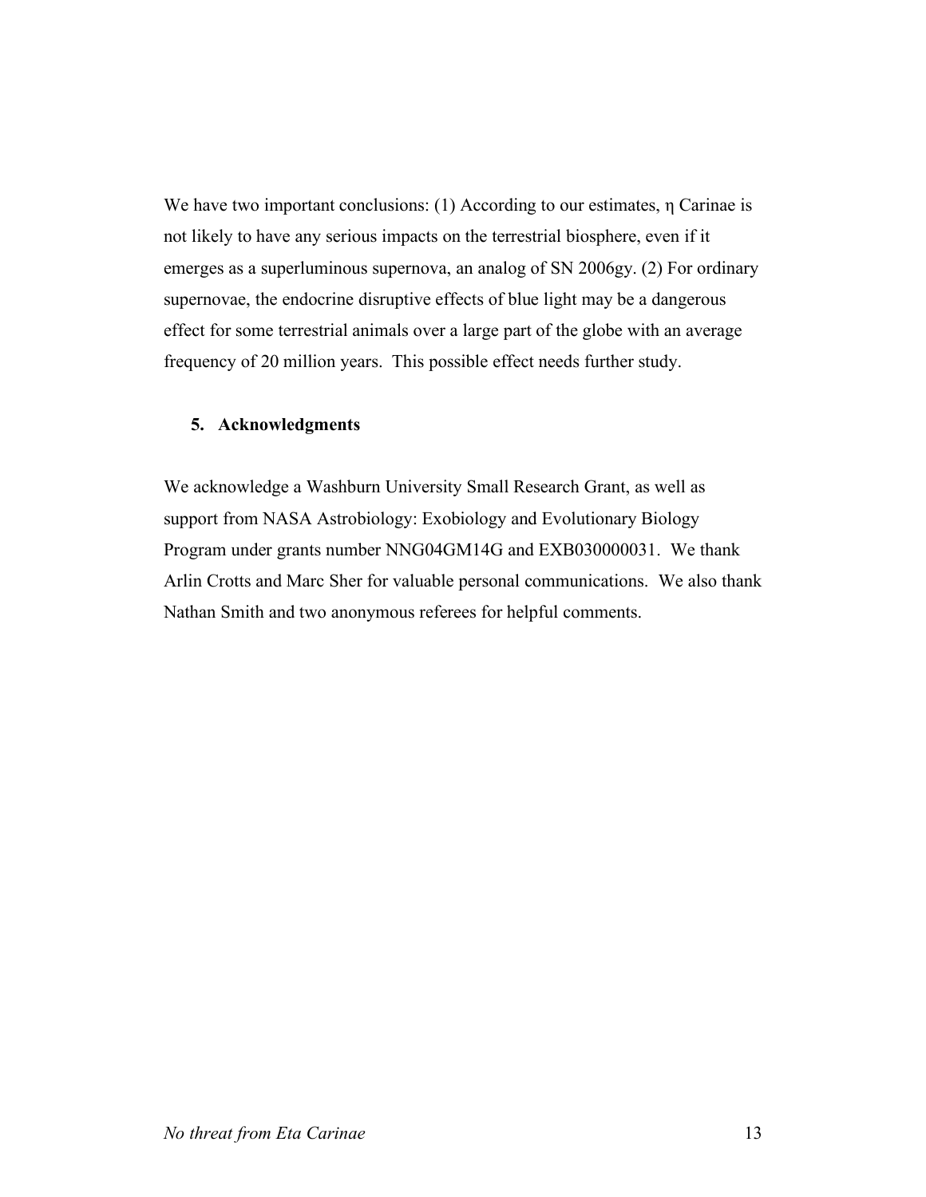We have two important conclusions: (1) According to our estimates, η Carinae is not likely to have any serious impacts on the terrestrial biosphere, even if it emerges as a superluminous supernova, an analog of SN 2006gy. (2) For ordinary supernovae, the endocrine disruptive effects of blue light may be a dangerous effect for some terrestrial animals over a large part of the globe with an average frequency of 20 million years. This possible effect needs further study.

## 5. Acknowledgments

We acknowledge a Washburn University Small Research Grant, as well as support from NASA Astrobiology: Exobiology and Evolutionary Biology Program under grants number NNG04GM14G and EXB030000031. We thank Arlin Crotts and Marc Sher for valuable personal communications. We also thank Nathan Smith and two anonymous referees for helpful comments.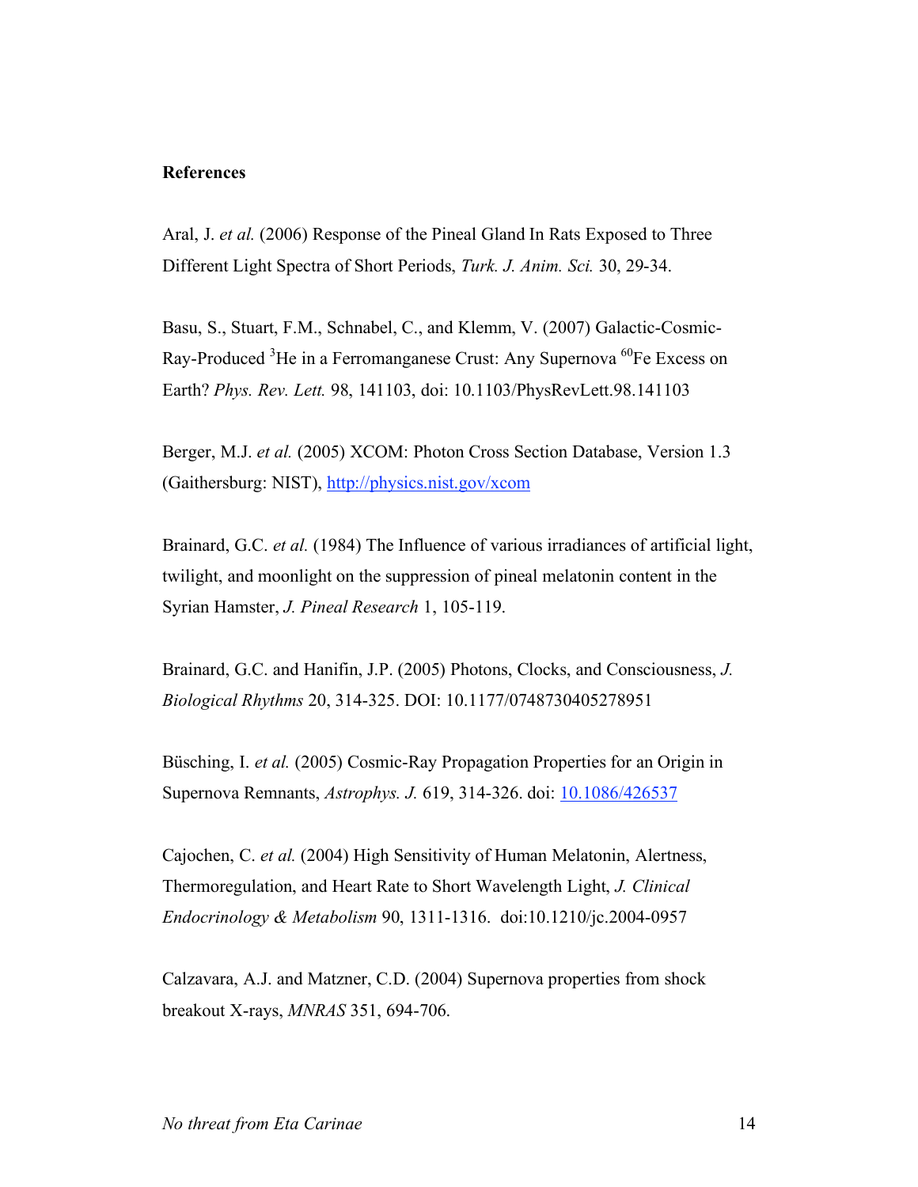**References**

Aral, J. *et al.* (2006) Response of the Pineal Gland In Rats Exposed to Three Different Light Spectra of Short Periods, *Turk. J. Anim. Sci.* 30, 29-34.

Basu, S., Stuart, F.M., Schnabel, C., and Klemm, V. (2007) Galactic-Cosmic-Ray-Produced $^{3}$He in a Ferromanganese Crust: Any Supernova $^{60}$Fe Excess on Earth? *Phys. Rev. Lett.* 98, 141103, doi: 10.1103/PhysRevLett.98.141103

Berger, M.J. *et al.* (2005) XCOM: Photon Cross Section Database, Version 1.3 (Gaithersburg: NIST), http://physics.nist.gov/xcom

Brainard, G.C. *et al.* (1984) The Influence of various irradiances of artificial light, twilight, and moonlight on the suppression of pineal melatonin content in the Syrian Hamster, *J. Pineal Research* 1, 105-119.

Brainard, G.C. and Hanifin, J.P. (2005) Photons, Clocks, and Consciousness, *J. Biological Rhythms* 20, 314-325. DOI: 10.1177/0748730405278951

Büsching, I. *et al.* (2005) Cosmic-Ray Propagation Properties for an Origin in Supernova Remnants, *Astrophys. J.* 619, 314-326. doi: 10.1086/426537

Cajochen, C. *et al.* (2004) High Sensitivity of Human Melatonin, Alertness, Thermoregulation, and Heart Rate to Short Wavelength Light, *J. Clinical Endocrinology & Metabolism* 90, 1311-1316. doi:10.1210/jc.2004-0957

Calzavara, A.J. and Matzner, C.D. (2004) Supernova properties from shock breakout X-rays, *MNRAS* 351, 694-706.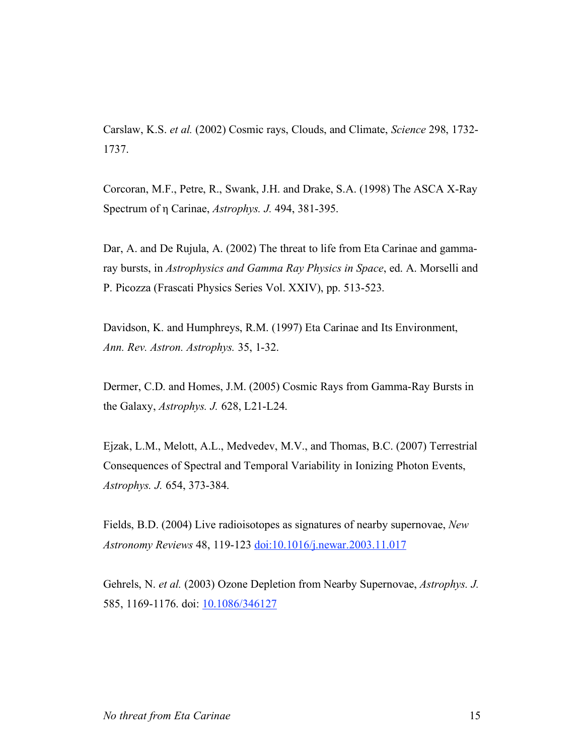Carslaw, K.S. *et al.* (2002) Cosmic rays, Clouds, and Climate, *Science* 298, 1732-1737.

Corcoran, M.F., Petre, R., Swank, J.H. and Drake, S.A. (1998) The ASCA X-Ray Spectrum of η Carinae, *Astrophys. J.* 494, 381-395.

Dar, A. and De Rujula, A. (2002) The threat to life from Eta Carinae and gamma-ray bursts, in *Astrophysics and Gamma Ray Physics in Space*, ed. A. Morselli and P. Picozza (Frascati Physics Series Vol. XXIV), pp. 513-523.

Davidson, K. and Humphreys, R.M. (1997) Eta Carinae and Its Environment, *Ann. Rev. Astron. Astrophys.* 35, 1-32.

Dermer, C.D. and Homes, J.M. (2005) Cosmic Rays from Gamma-Ray Bursts in the Galaxy, *Astrophys. J.* 628, L21-L24.

Ejzak, L.M., Melott, A.L., Medvedev, M.V., and Thomas, B.C. (2007) Terrestrial Consequences of Spectral and Temporal Variability in Ionizing Photon Events, *Astrophys. J.* 654, 373-384.

Fields, B.D. (2004) Live radioisotopes as signatures of nearby supernovae, *New Astronomy Reviews* 48, 119-123 doi:10.1016/j.newar.2003.11.017

Gehrels, N. *et al.* (2003) Ozone Depletion from Nearby Supernovae, *Astrophys. J.* 585, 1169-1176. doi: 10.1086/346127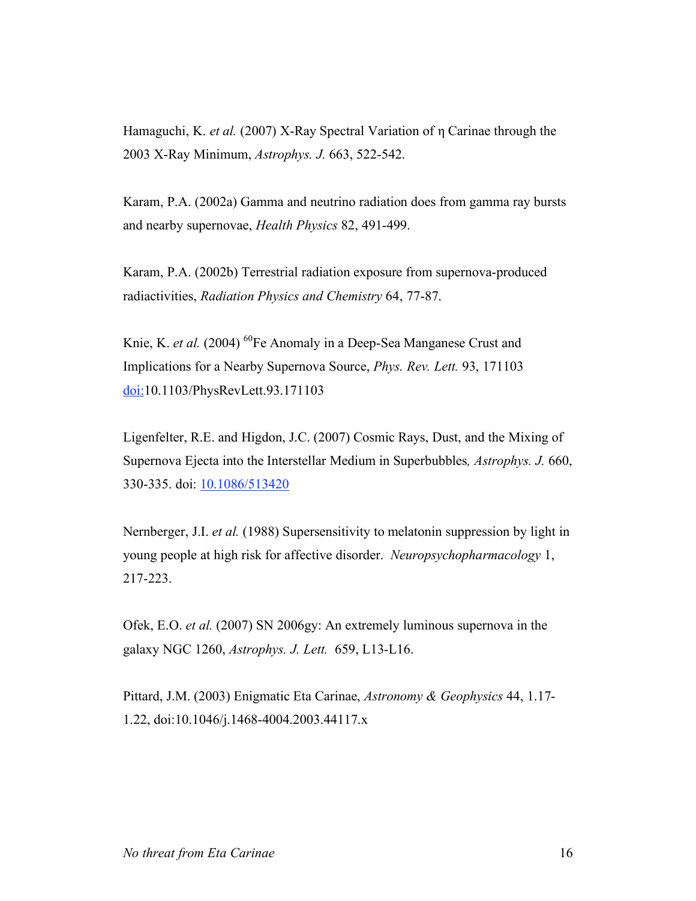Hamaguchi, K. *et al.* (2007) X-Ray Spectral Variation of η Carinae through the 2003 X-Ray Minimum, *Astrophys. J.* 663, 522-542.

Karam, P.A. (2002a) Gamma and neutrino radiation does from gamma ray bursts and nearby supernovae, *Health Physics* 82, 491-499.

Karam, P.A. (2002b) Terrestrial radiation exposure from supernova-produced radiactivities, *Radiation Physics and Chemistry* 64, 77-87.

Knie, K. *et al.* (2004) $^{60}$Fe Anomaly in a Deep-Sea Manganese Crust and Implications for a Nearby Supernova Source, *Phys. Rev. Lett.* 93, 171103 doi:10.1103/PhysRevLett.93.171103

Ligenfelter, R.E. and Higdon, J.C. (2007) Cosmic Rays, Dust, and the Mixing of Supernova Ejecta into the Interstellar Medium in Superbubbles*, Astrophys. J.* 660, 330-335. doi: 10.1086/513420

Nernberger, J.I. *et al.* (1988) Supersensitivity to melatonin suppression by light in young people at high risk for affective disorder. *Neuropsychopharmacology* 1, 217-223.

Ofek, E.O. *et al.* (2007) SN 2006gy: An extremely luminous supernova in the galaxy NGC 1260, *Astrophys. J. Lett.* 659, L13-L16.

Pittard, J.M. (2003) Enigmatic Eta Carinae, *Astronomy & Geophysics* 44, 1.17-1.22, doi:10.1046/j.1468-4004.2003.44117.x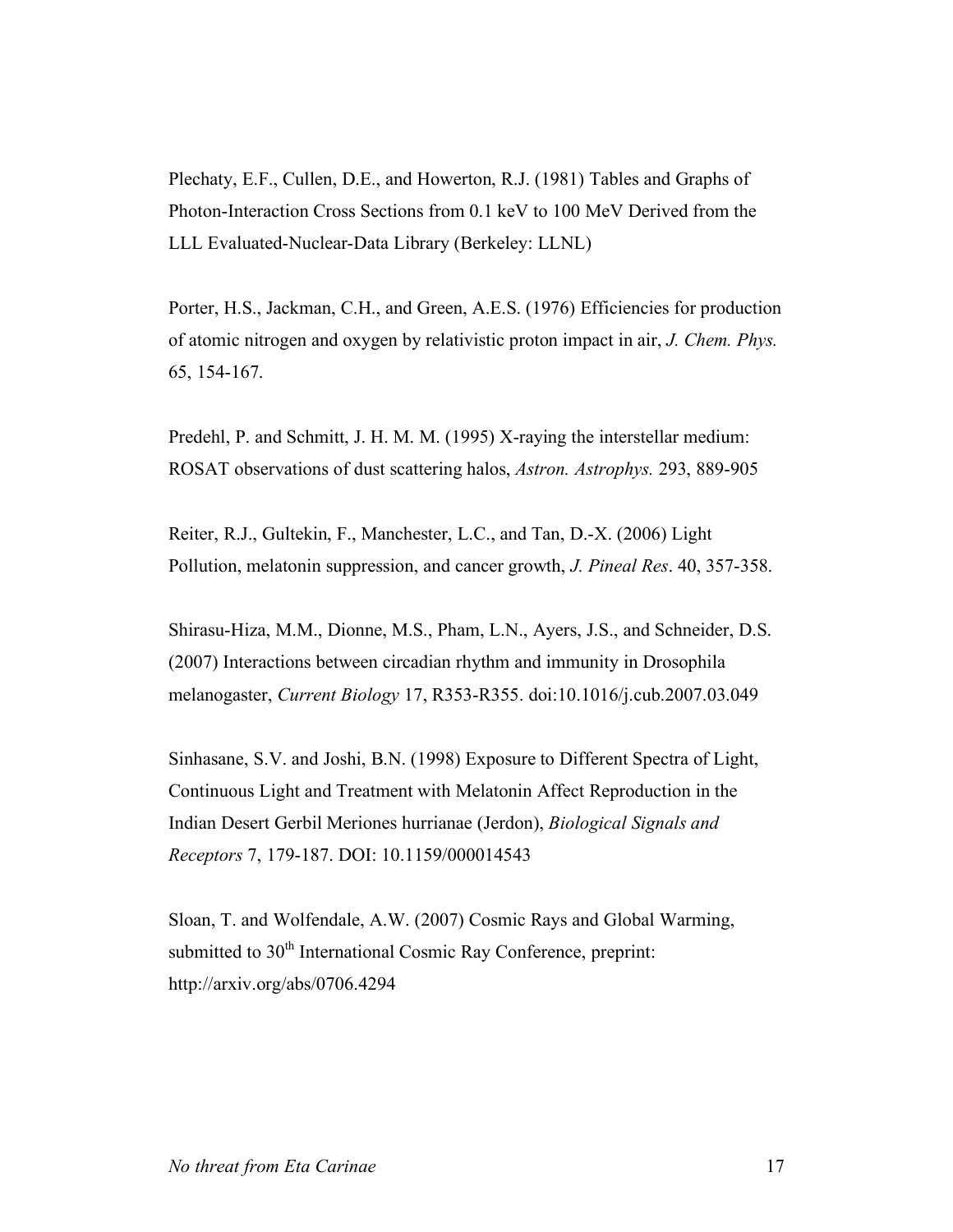Plechaty, E.F., Cullen, D.E., and Howerton, R.J. (1981) Tables and Graphs of Photon-Interaction Cross Sections from 0.1 keV to 100 MeV Derived from the LLL Evaluated-Nuclear-Data Library (Berkeley: LLNL)

Porter, H.S., Jackman, C.H., and Green, A.E.S. (1976) Efficiencies for production of atomic nitrogen and oxygen by relativistic proton impact in air, *J. Chem. Phys.* 65, 154-167.

Predehl, P. and Schmitt, J. H. M. M. (1995) X-raying the interstellar medium: ROSAT observations of dust scattering halos, *Astron. Astrophys.* 293, 889-905

Reiter, R.J., Gultekin, F., Manchester, L.C., and Tan, D.-X. (2006) Light Pollution, melatonin suppression, and cancer growth, *J. Pineal Res*. 40, 357-358.

Shirasu-Hiza, M.M., Dionne, M.S., Pham, L.N., Ayers, J.S., and Schneider, D.S. (2007) Interactions between circadian rhythm and immunity in Drosophila melanogaster, *Current Biology* 17, R353-R355. doi:10.1016/j.cub.2007.03.049

Sinhasane, S.V. and Joshi, B.N. (1998) Exposure to Different Spectra of Light, Continuous Light and Treatment with Melatonin Affect Reproduction in the Indian Desert Gerbil Meriones hurrianae (Jerdon), *Biological Signals and Receptors* 7, 179-187. DOI: 10.1159/000014543

Sloan, T. and Wolfendale, A.W. (2007) Cosmic Rays and Global Warming, submitted to 30th International Cosmic Ray Conference, preprint: http://arxiv.org/abs/0706.4294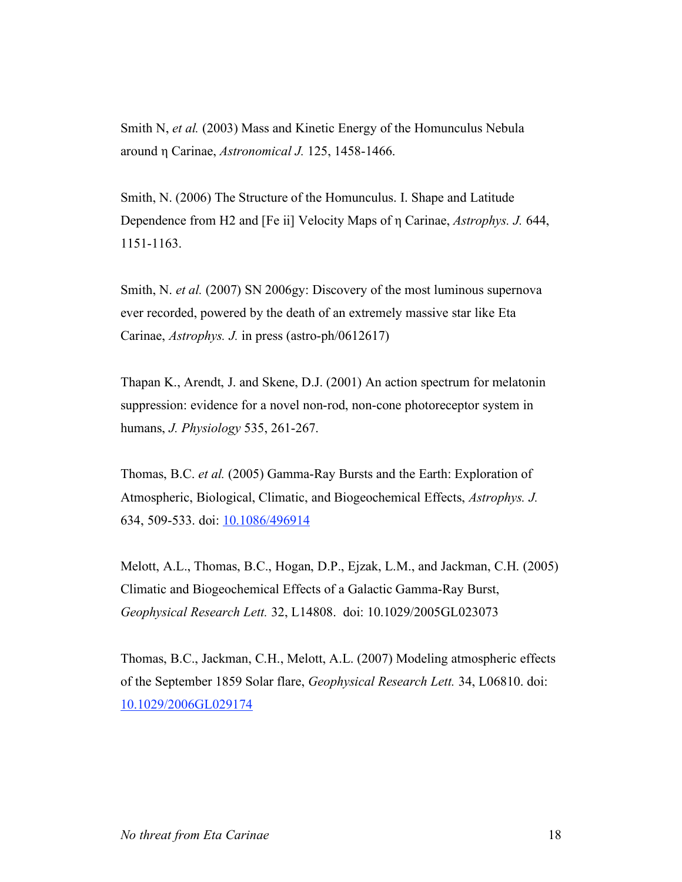Smith N, *et al.* (2003) Mass and Kinetic Energy of the Homunculus Nebula around η Carinae, *Astronomical J.* 125, 1458-1466.

Smith, N. (2006) The Structure of the Homunculus. I. Shape and Latitude Dependence from H2 and [Fe ii] Velocity Maps of η Carinae, *Astrophys. J.* 644, 1151-1163.

Smith, N. *et al.* (2007) SN 2006gy: Discovery of the most luminous supernova ever recorded, powered by the death of an extremely massive star like Eta Carinae, *Astrophys. J.* in press (astro-ph/0612617)

Thapan K., Arendt, J. and Skene, D.J. (2001) An action spectrum for melatonin suppression: evidence for a novel non-rod, non-cone photoreceptor system in humans, *J. Physiology* 535, 261-267.

Thomas, B.C. *et al.* (2005) Gamma-Ray Bursts and the Earth: Exploration of Atmospheric, Biological, Climatic, and Biogeochemical Effects, *Astrophys. J.* 634, 509-533. doi: 10.1086/496914

Melott, A.L., Thomas, B.C., Hogan, D.P., Ejzak, L.M., and Jackman, C.H. (2005) Climatic and Biogeochemical Effects of a Galactic Gamma-Ray Burst, *Geophysical Research Lett.* 32, L14808. doi: 10.1029/2005GL023073

Thomas, B.C., Jackman, C.H., Melott, A.L. (2007) Modeling atmospheric effects of the September 1859 Solar flare, *Geophysical Research Lett.* 34, L06810. doi: 10.1029/2006GL029174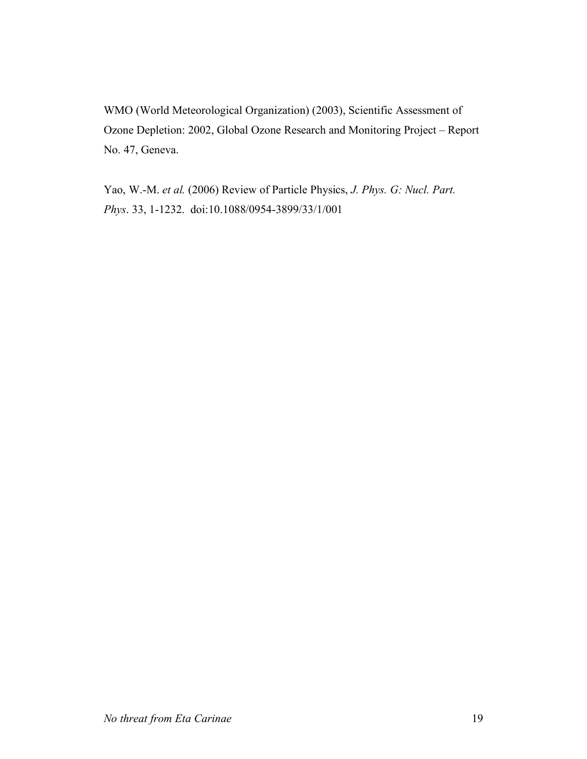WMO (World Meteorological Organization) (2003), Scientific Assessment of Ozone Depletion: 2002, Global Ozone Research and Monitoring Project – Report No. 47, Geneva.

Yao, W.-M. *et al.* (2006) Review of Particle Physics, *J. Phys. G: Nucl. Part. Phys*. 33, 1-1232. doi:10.1088/0954-3899/33/1/001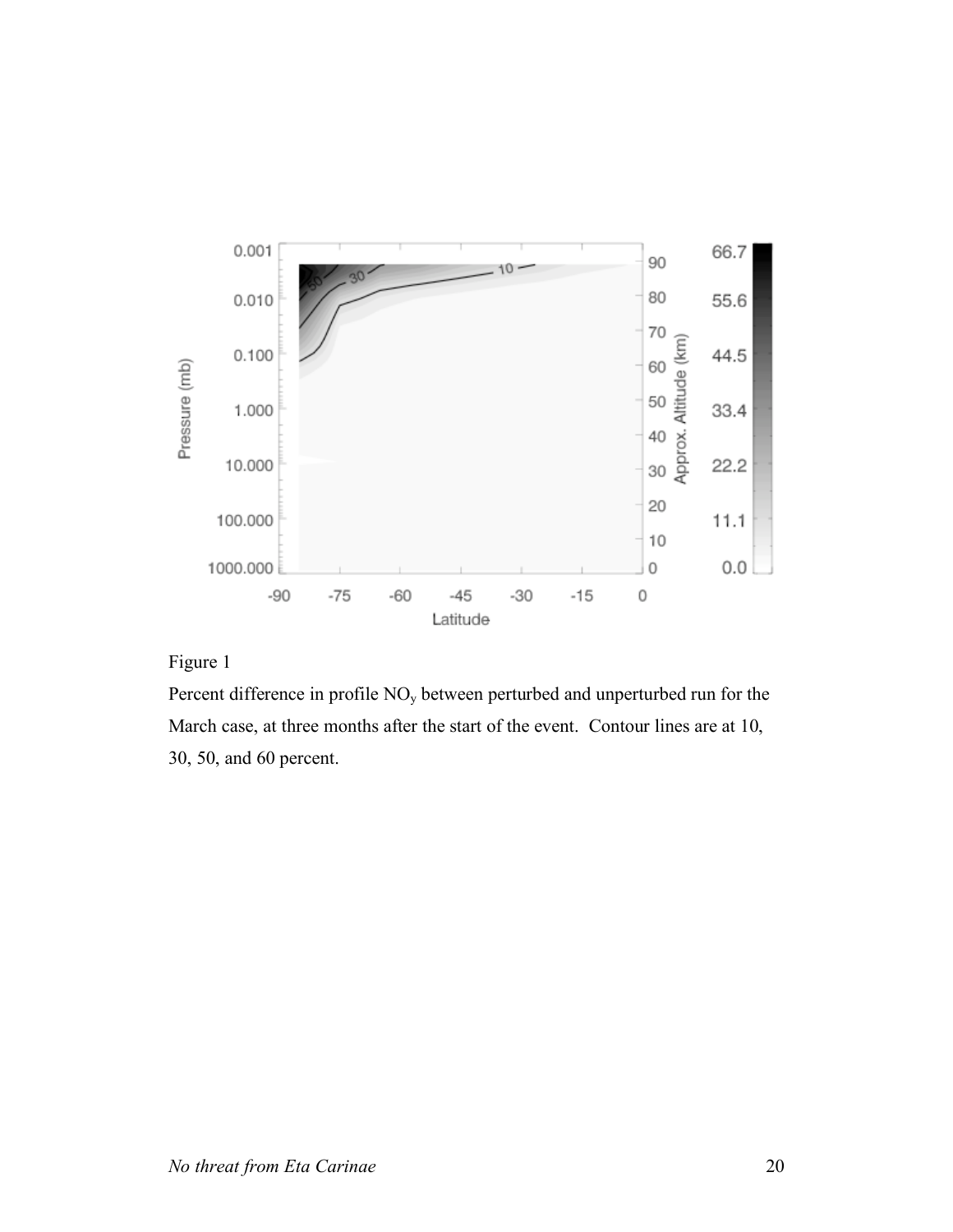Figure 1

Percent difference in profile $NO_y$ between perturbed and unperturbed run for the March case, at three months after the start of the event. Contour lines are at 10, 30, 50, and 60 percent.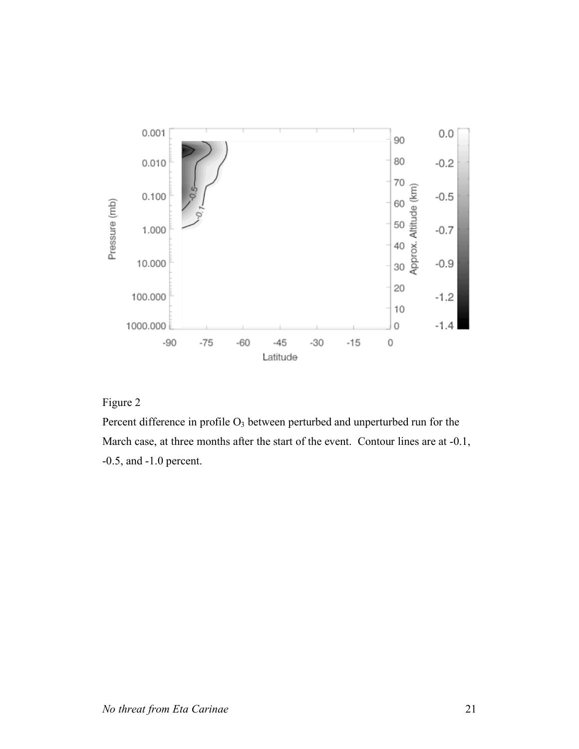0.001
0.010
0.100
1.000
10.000
100.000
1000.000

Pressure (mb)

-90 -75 -60 -45 -30 -15 0

Latitude

90
80
70
60
50
40
30
20
10
0

Approx. Altitude (km)

-0.5
-0.1

0.0
-0.2
-0.5
-0.7
-0.9
-1.2
-1.4

Figure 2

Percent difference in profile $O_3$ between perturbed and unperturbed run for the March case, at three months after the start of the event. Contour lines are at -0.1, -0.5, and -1.0 percent.